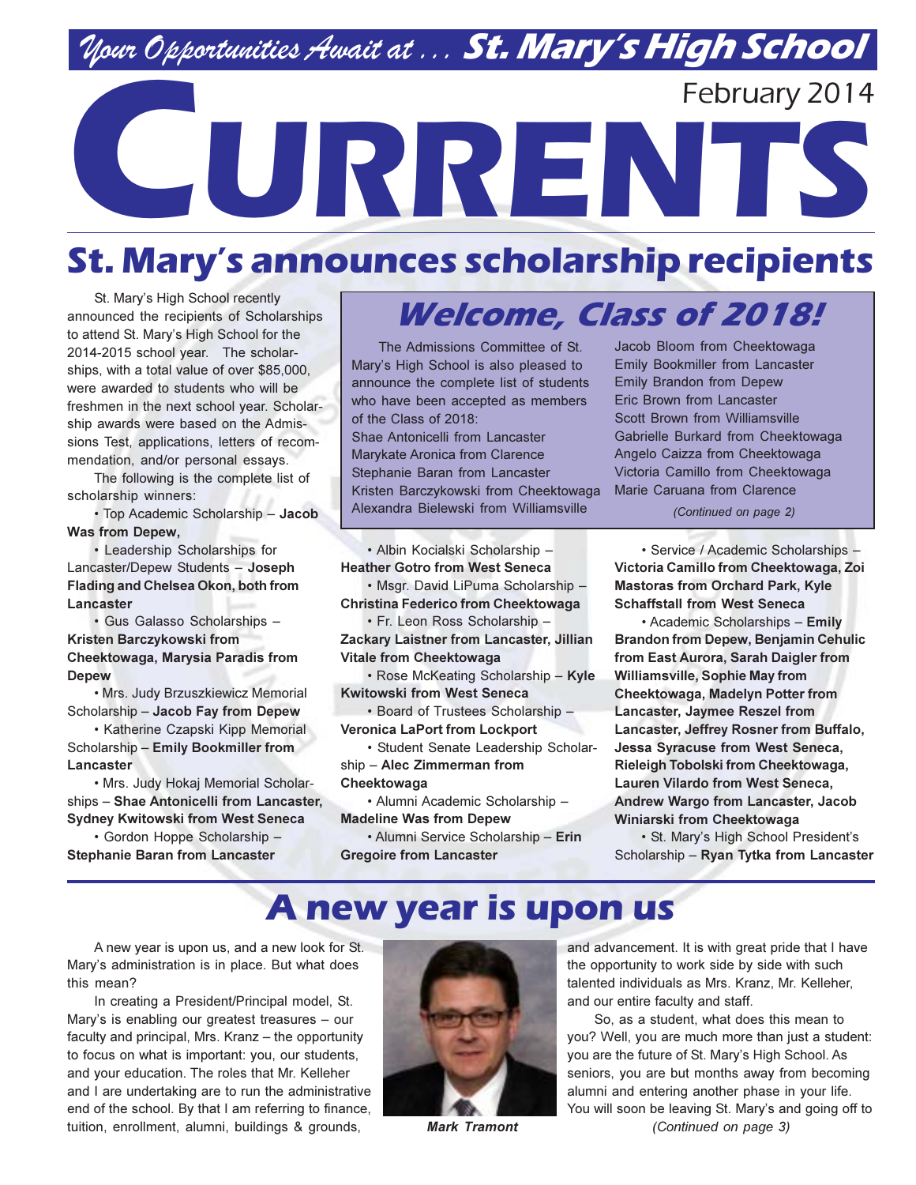*Your Opportunities Await at . . .* **St. Mary's High School**

# CURRENTS

February 2014

## St. Mary's announces scholarship recipients

St. Mary's High School recently announced the recipients of Scholarships to attend St. Mary's High School for the 2014-2015 school year. The scholarships, with a total value of over $85,000, were awarded to students who will be freshmen in the next school year. Scholarship awards were based on the Admissions Test, applications, letters of recommendation, and/or personal essays.

The following is the complete list of scholarship winners:

- Top Academic Scholarship – **Jacob Was from Depew,**
- Leadership Scholarships for Lancaster/Depew Students – **Joseph Flading and Chelsea Okon, both from Lancaster**
- Gus Galasso Scholarships – **Kristen Barczykowski from Cheektowaga, Marysia Paradis from Depew**
- Mrs. Judy Brzuszkiewicz Memorial Scholarship – **Jacob Fay from Depew**
- Katherine Czapski Kipp Memorial Scholarship – **Emily Bookmiller from Lancaster**
- Mrs. Judy Hokaj Memorial Scholarships – **Shae Antonicelli from Lancaster, Sydney Kwitowski from West Seneca**
- Gordon Hoppe Scholarship – **Stephanie Baran from Lancaster**
- Albin Kocialski Scholarship – **Heather Gotro from West Seneca**
- Msgr. David LiPuma Scholarship – **Christina Federico from Cheektowaga**
- Fr. Leon Ross Scholarship – **Zackary Laistner from Lancaster, Jillian Vitale from Cheektowaga**
- Rose McKeating Scholarship – **Kyle Kwitowski from West Seneca**
- Board of Trustees Scholarship – **Veronica LaPort from Lockport**
- Student Senate Leadership Scholarship – **Alec Zimmerman from Cheektowaga**
- Alumni Academic Scholarship – **Madeline Was from Depew**
- Alumni Service Scholarship – **Erin Gregoire from Lancaster**
- Service / Academic Scholarships – **Victoria Camillo from Cheektowaga, Zoi Mastoras from Orchard Park, Kyle Schaffstall from West Seneca**
- Academic Scholarships – **Emily Brandon from Depew, Benjamin Cehulic from East Aurora, Sarah Daigler from Williamsville, Sophie May from Cheektowaga, Madelyn Potter from Lancaster, Jaymee Reszel from Lancaster, Jeffrey Rosner from Buffalo, Jessa Syracuse from West Seneca, Rieleigh Tobolski from Cheektowaga, Lauren Vilardo from West Seneca, Andrew Wargo from Lancaster, Jacob Winiarski from Cheektowaga**
- St. Mary's High School President's Scholarship – **Ryan Tytka from Lancaster**

### Welcome, Class of 2018!

The Admissions Committee of St. Mary's High School is also pleased to announce the complete list of students who have been accepted as members of the Class of 2018:

Shae Antonicelli from Lancaster
Marykate Aronica from Clarence
Stephanie Baran from Lancaster
Kristen Barczykowski from Cheektowaga
Alexandra Bielewski from Williamsville
Jacob Bloom from Cheektowaga
Emily Bookmiller from Lancaster
Emily Brandon from Depew
Eric Brown from Lancaster
Scott Brown from Williamsville
Gabrielle Burkard from Cheektowaga
Angelo Caizza from Cheektowaga
Victoria Camillo from Cheektowaga
Marie Caruana from Clarence

*(Continued on page 2)*

## A new year is upon us

A new year is upon us, and a new look for St. Mary's administration is in place. But what does this mean?

In creating a President/Principal model, St. Mary's is enabling our greatest treasures – our faculty and principal, Mrs. Kranz – the opportunity to focus on what is important: you, our students, and your education. The roles that Mr. Kelleher and I are undertaking are to run the administrative end of the school. By that I am referring to finance, tuition, enrollment, alumni, buildings & grounds, and advancement. It is with great pride that I have the opportunity to work side by side with such talented individuals as Mrs. Kranz, Mr. Kelleher, and our entire faculty and staff.

*Mark Tramont*

So, as a student, what does this mean to you? Well, you are much more than just a student: you are the future of St. Mary's High School. As seniors, you are but months away from becoming alumni and entering another phase in your life. You will soon be leaving St. Mary's and going off to

*(Continued on page 3)*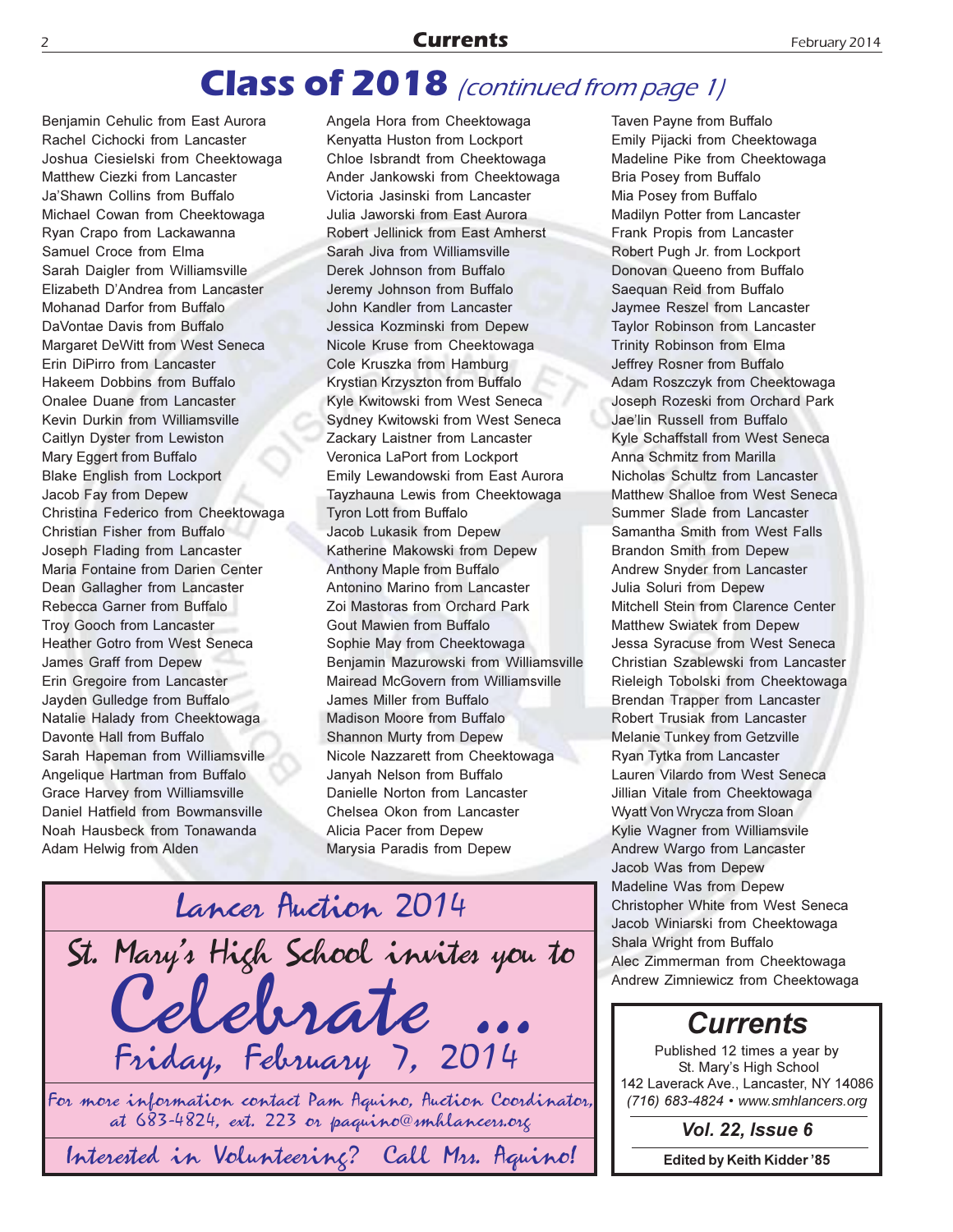# Class of 2018 *(continued from page 1)*

Benjamin Cehulic from East Aurora
Rachel Cichocki from Lancaster
Joshua Ciesielski from Cheektowaga
Matthew Ciezki from Lancaster
Ja'Shawn Collins from Buffalo
Michael Cowan from Cheektowaga
Ryan Crapo from Lackawanna
Samuel Croce from Elma
Sarah Daigler from Williamsville
Elizabeth D'Andrea from Lancaster
Mohanad Darfor from Buffalo
DaVontae Davis from Buffalo
Margaret DeWitt from West Seneca
Erin DiPirro from Lancaster
Hakeem Dobbins from Buffalo
Onalee Duane from Lancaster
Kevin Durkin from Williamsville
Caitlyn Dyster from Lewiston
Mary Eggert from Buffalo
Blake English from Lockport
Jacob Fay from Depew
Christina Federico from Cheektowaga
Christian Fisher from Buffalo
Joseph Flading from Lancaster
Maria Fontaine from Darien Center
Dean Gallagher from Lancaster
Rebecca Garner from Buffalo
Troy Gooch from Lancaster
Heather Gotro from West Seneca
James Graff from Depew
Erin Gregoire from Lancaster
Jayden Gulledge from Buffalo
Natalie Halady from Cheektowaga
Davonte Hall from Buffalo
Sarah Hapeman from Williamsville
Angelique Hartman from Buffalo
Grace Harvey from Williamsville
Daniel Hatfield from Bowmansville
Noah Hausbeck from Tonawanda
Adam Helwig from Alden
Angela Hora from Cheektowaga
Kenyatta Huston from Lockport
Chloe Isbrandt from Cheektowaga
Ander Jankowski from Cheektowaga
Victoria Jasinski from Lancaster
Julia Jaworski from East Aurora
Robert Jellinick from East Amherst
Sarah Jiva from Williamsville
Derek Johnson from Buffalo
Jeremy Johnson from Buffalo
John Kandler from Lancaster
Jessica Kozminski from Depew
Nicole Kruse from Cheektowaga
Cole Kruszka from Hamburg
Krystian Krzyszton from Buffalo
Kyle Kwitowski from West Seneca
Sydney Kwitowski from West Seneca
Zackary Laistner from Lancaster
Veronica LaPort from Lockport
Emily Lewandowski from East Aurora
Tayzhauna Lewis from Cheektowaga
Tyron Lott from Buffalo
Jacob Lukasik from Depew
Katherine Makowski from Depew
Anthony Maple from Buffalo
Antonino Marino from Lancaster
Zoi Mastoras from Orchard Park
Gout Mawien from Buffalo
Sophie May from Cheektowaga
Benjamin Mazurowski from Williamsville
Mairead McGovern from Williamsville
James Miller from Buffalo
Madison Moore from Buffalo
Shannon Murty from Depew
Nicole Nazzarett from Cheektowaga
Janyah Nelson from Buffalo
Danielle Norton from Lancaster
Chelsea Okon from Lancaster
Alicia Pacer from Depew
Marysia Paradis from Depew
Taven Payne from Buffalo
Emily Pijacki from Cheektowaga
Madeline Pike from Cheektowaga
Bria Posey from Buffalo
Mia Posey from Buffalo
Madilyn Potter from Lancaster
Frank Propis from Lancaster
Robert Pugh Jr. from Lockport
Donovan Queeno from Buffalo
Saequan Reid from Buffalo
Jaymee Reszel from Lancaster
Taylor Robinson from Lancaster
Trinity Robinson from Elma
Jeffrey Rosner from Buffalo
Adam Roszczyk from Cheektowaga
Joseph Rozeski from Orchard Park
Jae'lin Russell from Buffalo
Kyle Schaffstall from West Seneca
Anna Schmitz from Marilla
Nicholas Schultz from Lancaster
Matthew Shalloe from West Seneca
Summer Slade from Lancaster
Samantha Smith from West Falls
Brandon Smith from Depew
Andrew Snyder from Lancaster
Julia Soluri from Depew
Mitchell Stein from Clarence Center
Matthew Swiatek from Depew
Jessa Syracuse from West Seneca
Christian Szablewski from Lancaster
Rieleigh Tobolski from Cheektowaga
Brendan Trapper from Lancaster
Robert Trusiak from Lancaster
Melanie Tunkey from Getzville
Ryan Tytka from Lancaster
Lauren Vilardo from West Seneca
Jillian Vitale from Cheektowaga
Wyatt Von Wrycza from Sloan
Kylie Wagner from Williamsvile
Andrew Wargo from Lancaster
Jacob Was from Depew
Madeline Was from Depew
Christopher White from West Seneca
Jacob Winiarski from Cheektowaga
Shala Wright from Buffalo
Alec Zimmerman from Cheektowaga
Andrew Zimniewicz from Cheektowaga

---

**Lancer Auction 2014**

St. Mary's High School invites you to

**Celebrate ...**

Friday, February 7, 2014

For more information contact Pam Aquino, Auction Coordinator, at 683-4824, ext. 223 or paquino@smhlancers.org

Interested in Volunteering? Call Mrs. Aquino!

---

## *Currents*

Published 12 times a year by
St. Mary's High School
142 Laverack Ave., Lancaster, NY 14086
*(716) 683-4824 • www.smhlancers.org*

***Vol. 22, Issue 6***

**Edited by Keith Kidder '85**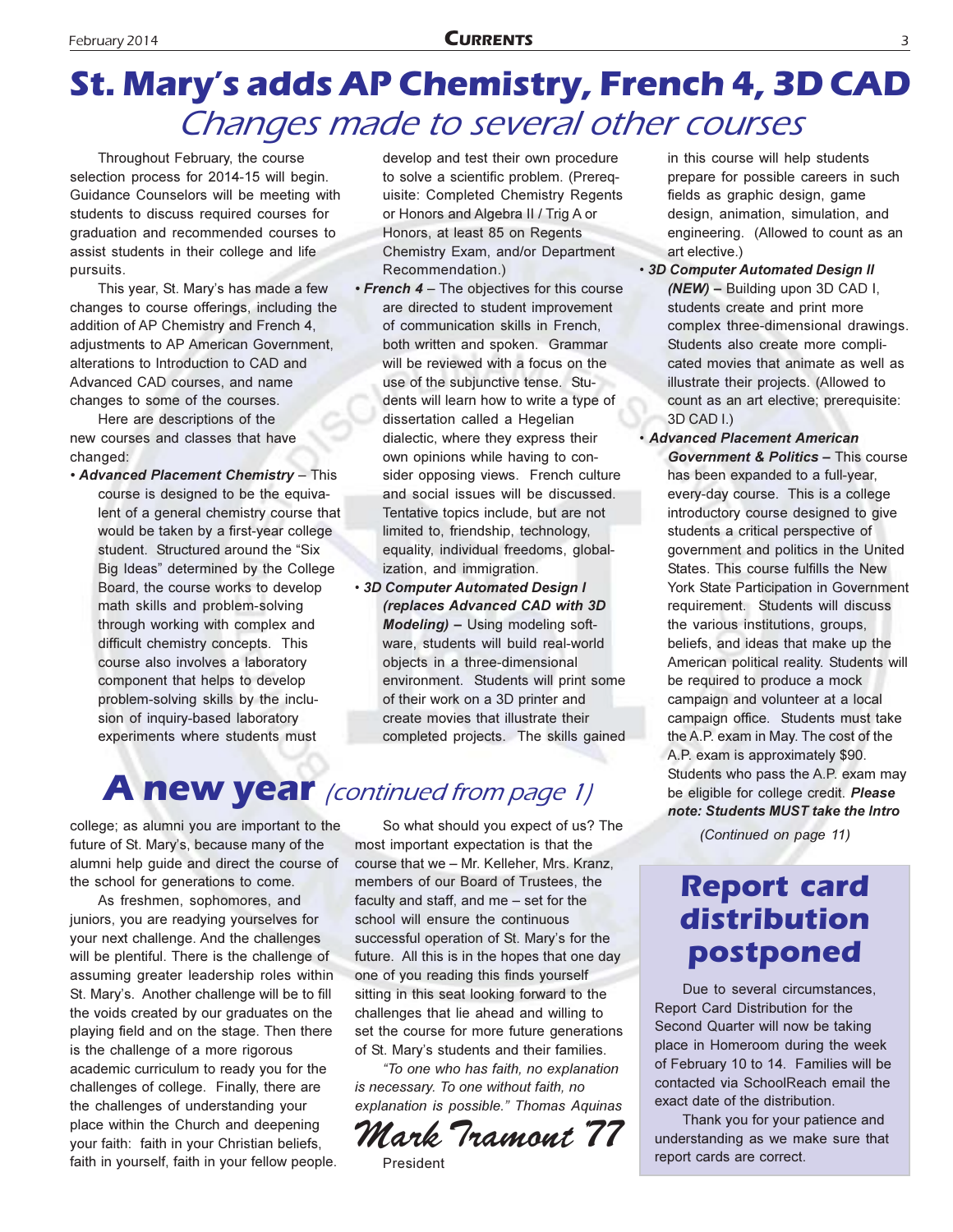# St. Mary's adds AP Chemistry, French 4, 3D CAD

## *Changes made to several other courses*

Throughout February, the course selection process for 2014-15 will begin. Guidance Counselors will be meeting with students to discuss required courses for graduation and recommended courses to assist students in their college and life pursuits.

This year, St. Mary's has made a few changes to course offerings, including the addition of AP Chemistry and French 4, adjustments to AP American Government, alterations to Introduction to CAD and Advanced CAD courses, and name changes to some of the courses.

Here are descriptions of the new courses and classes that have changed:

- ***Advanced Placement Chemistry*** – This course is designed to be the equivalent of a general chemistry course that would be taken by a first-year college student. Structured around the "Six Big Ideas" determined by the College Board, the course works to develop math skills and problem-solving through working with complex and difficult chemistry concepts. This course also involves a laboratory component that helps to develop problem-solving skills by the inclusion of inquiry-based laboratory experiments where students must develop and test their own procedure to solve a scientific problem. (Prerequisite: Completed Chemistry Regents or Honors and Algebra II / Trig A or Honors, at least 85 on Regents Chemistry Exam, and/or Department Recommendation.)
- ***French 4*** – The objectives for this course are directed to student improvement of communication skills in French, both written and spoken. Grammar will be reviewed with a focus on the use of the subjunctive tense. Students will learn how to write a type of dissertation called a Hegelian dialectic, where they express their own opinions while having to consider opposing views. French culture and social issues will be discussed. Tentative topics include, but are not limited to, friendship, technology, equality, individual freedoms, globalization, and immigration.
- ***3D Computer Automated Design I (replaces Advanced CAD with 3D Modeling)*** – Using modeling software, students will build real-world objects in a three-dimensional environment. Students will print some of their work on a 3D printer and create movies that illustrate their completed projects. The skills gained in this course will help students prepare for possible careers in such fields as graphic design, game design, animation, simulation, and engineering. (Allowed to count as an art elective.)
- ***3D Computer Automated Design II (NEW)*** – Building upon 3D CAD I, students create and print more complex three-dimensional drawings. Students also create more complicated movies that animate as well as illustrate their projects. (Allowed to count as an art elective; prerequisite: 3D CAD I.)
- ***Advanced Placement American Government & Politics*** – This course has been expanded to a full-year, every-day course. This is a college introductory course designed to give students a critical perspective of government and politics in the United States. This course fulfills the New York State Participation in Government requirement. Students will discuss the various institutions, groups, beliefs, and ideas that make up the American political reality. Students will be required to produce a mock campaign and volunteer at a local campaign office. Students must take the A.P. exam in May. The cost of the A.P. exam is approximately $90. Students who pass the A.P. exam may be eligible for college credit. ***Please note: Students MUST take the Intro***

*(Continued on page 11)*

# A new year *(continued from page 1)*

college; as alumni you are important to the future of St. Mary's, because many of the alumni help guide and direct the course of the school for generations to come.

As freshmen, sophomores, and juniors, you are readying yourselves for your next challenge. And the challenges will be plentiful. There is the challenge of assuming greater leadership roles within St. Mary's. Another challenge will be to fill the voids created by our graduates on the playing field and on the stage. Then there is the challenge of a more rigorous academic curriculum to ready you for the challenges of college. Finally, there are the challenges of understanding your place within the Church and deepening your faith: faith in your Christian beliefs, faith in yourself, faith in your fellow people.

So what should you expect of us? The most important expectation is that the course that we – Mr. Kelleher, Mrs. Kranz, members of our Board of Trustees, the faculty and staff, and me – set for the school will ensure the continuous successful operation of St. Mary's for the future. All this is in the hopes that one day one of you reading this finds yourself sitting in this seat looking forward to the challenges that lie ahead and willing to set the course for more future generations of St. Mary's students and their families.

*"To one who has faith, no explanation is necessary. To one without faith, no explanation is possible." Thomas Aquinas*

*Mark Tramont '77*
President

# Report card distribution postponed

Due to several circumstances, Report Card Distribution for the Second Quarter will now be taking place in Homeroom during the week of February 10 to 14. Families will be contacted via SchoolReach email the exact date of the distribution.

Thank you for your patience and understanding as we make sure that report cards are correct.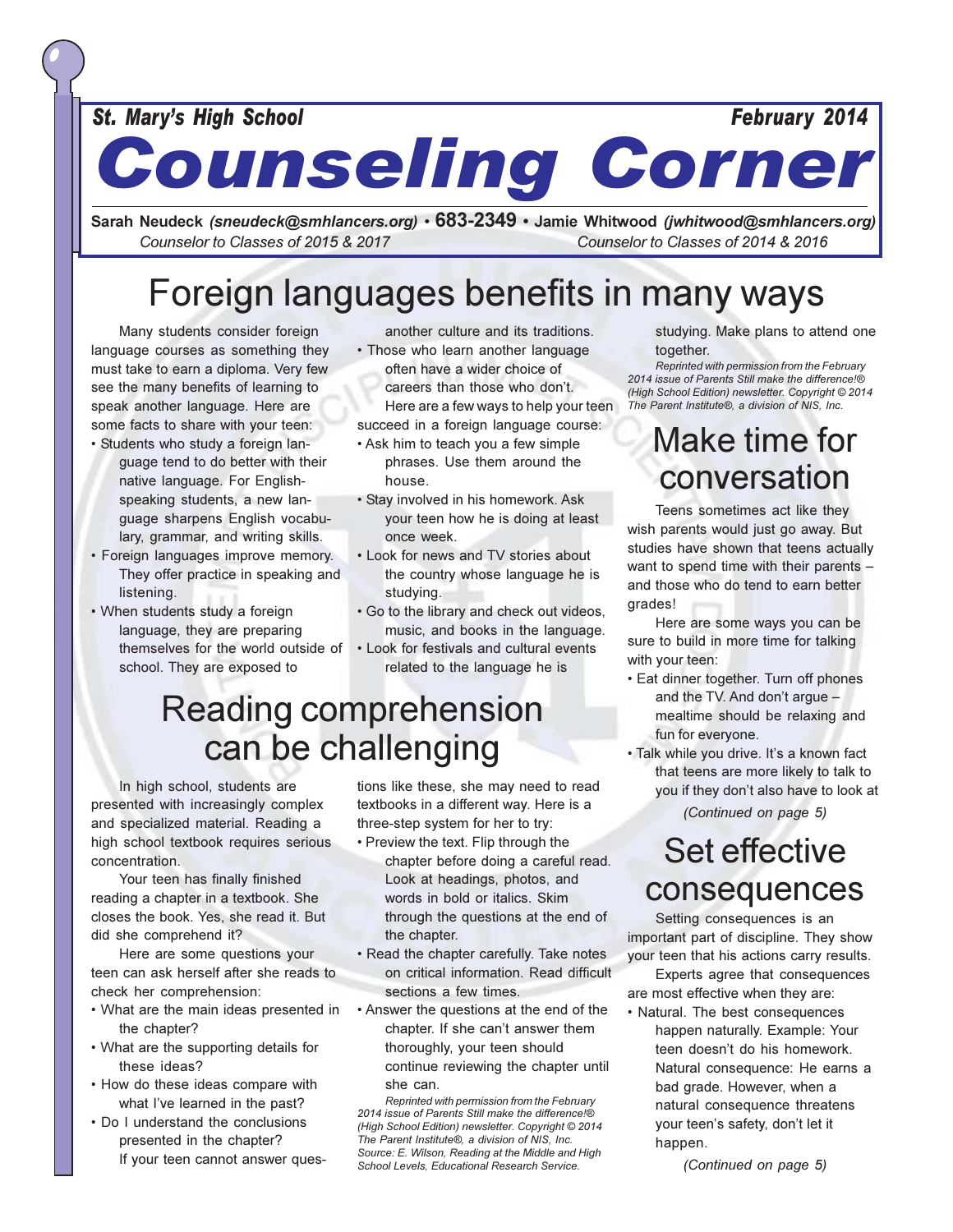St. Mary's High School — February 2014

# Counseling Corner

**Sarah Neudeck** *(sneudeck@smhlancers.org)* • **683-2349** • **Jamie Whitwood** *(jwhitwood@smhlancers.org)*
*Counselor to Classes of 2015 & 2017* — *Counselor to Classes of 2014 & 2016*

## Foreign languages benefits in many ways

Many students consider foreign language courses as something they must take to earn a diploma. Very few see the many benefits of learning to speak another language. Here are some facts to share with your teen:

- Students who study a foreign language tend to do better with their native language. For English-speaking students, a new language sharpens English vocabulary, grammar, and writing skills.
- Foreign languages improve memory. They offer practice in speaking and listening.
- When students study a foreign language, they are preparing themselves for the world outside of school. They are exposed to another culture and its traditions.
- Those who learn another language often have a wider choice of careers than those who don't.

Here are a few ways to help your teen succeed in a foreign language course:

- Ask him to teach you a few simple phrases. Use them around the house.
- Stay involved in his homework. Ask your teen how he is doing at least once week.
- Look for news and TV stories about the country whose language he is studying.
- Go to the library and check out videos, music, and books in the language.
- Look for festivals and cultural events related to the language he is studying. Make plans to attend one together.

*Reprinted with permission from the February 2014 issue of Parents Still make the difference!® (High School Edition) newsletter. Copyright © 2014 The Parent Institute®, a division of NIS, Inc.*

## Reading comprehension can be challenging

In high school, students are presented with increasingly complex and specialized material. Reading a high school textbook requires serious concentration.

Your teen has finally finished reading a chapter in a textbook. She closes the book. Yes, she read it. But did she comprehend it?

Here are some questions your teen can ask herself after she reads to check her comprehension:

- What are the main ideas presented in the chapter?
- What are the supporting details for these ideas?
- How do these ideas compare with what I've learned in the past?
- Do I understand the conclusions presented in the chapter?

If your teen cannot answer questions like these, she may need to read textbooks in a different way. Here is a three-step system for her to try:

- Preview the text. Flip through the chapter before doing a careful read. Look at headings, photos, and words in bold or italics. Skim through the questions at the end of the chapter.
- Read the chapter carefully. Take notes on critical information. Read difficult sections a few times.
- Answer the questions at the end of the chapter. If she can't answer them thoroughly, your teen should continue reviewing the chapter until she can.

*Reprinted with permission from the February 2014 issue of Parents Still make the difference!® (High School Edition) newsletter. Copyright © 2014 The Parent Institute®, a division of NIS, Inc. Source: E. Wilson, Reading at the Middle and High School Levels, Educational Research Service.*

## Make time for conversation

Teens sometimes act like they wish parents would just go away. But studies have shown that teens actually want to spend time with their parents – and those who do tend to earn better grades!

Here are some ways you can be sure to build in more time for talking with your teen:

- Eat dinner together. Turn off phones and the TV. And don't argue – mealtime should be relaxing and fun for everyone.
- Talk while you drive. It's a known fact that teens are more likely to talk to you if they don't also have to look at

*(Continued on page 5)*

## Set effective consequences

Setting consequences is an important part of discipline. They show your teen that his actions carry results.

Experts agree that consequences are most effective when they are:

- Natural. The best consequences happen naturally. Example: Your teen doesn't do his homework. Natural consequence: He earns a bad grade. However, when a natural consequence threatens your teen's safety, don't let it happen.

*(Continued on page 5)*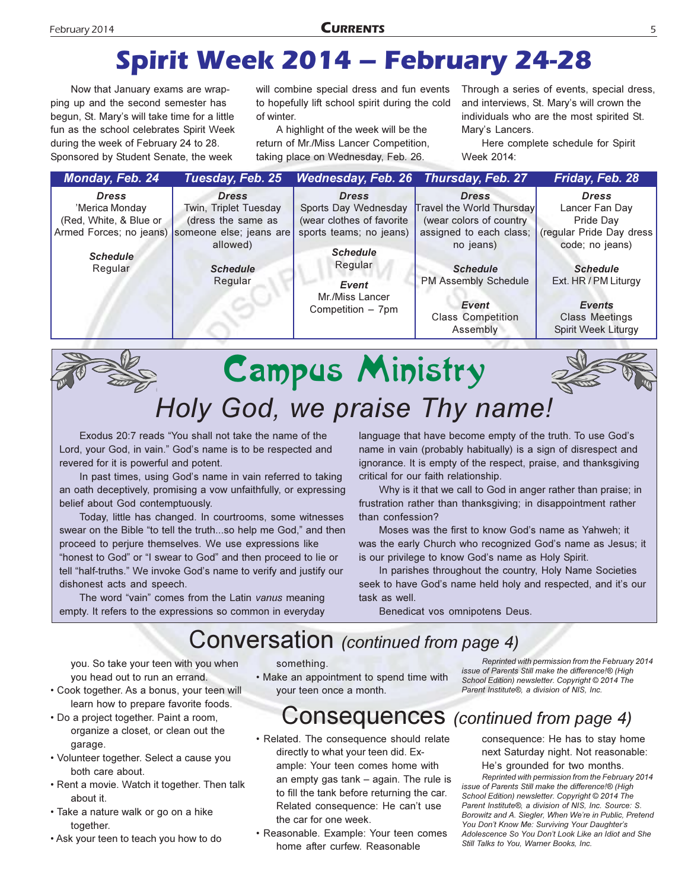# Spirit Week 2014 – February 24-28

Now that January exams are wrapping up and the second semester has begun, St. Mary's will take time for a little fun as the school celebrates Spirit Week during the week of February 24 to 28. Sponsored by Student Senate, the week will combine special dress and fun events to hopefully lift school spirit during the cold of winter.

A highlight of the week will be the return of Mr./Miss Lancer Competition, taking place on Wednesday, Feb. 26. Through a series of events, special dress, and interviews, St. Mary's will crown the individuals who are the most spirited St. Mary's Lancers.

Here complete schedule for Spirit Week 2014:

| Monday, Feb. 24 | Tuesday, Feb. 25 | Wednesday, Feb. 26 | Thursday, Feb. 27 | Friday, Feb. 28 |
|---|---|---|---|---|
| ***Dress*** 'Merica Monday (Red, White, & Blue or Armed Forces; no jeans) | ***Dress*** Twin, Triplet Tuesday (dress the same as someone else; jeans are allowed) | ***Dress*** Sports Day Wednesday (wear clothes of favorite sports teams; no jeans) | ***Dress*** Travel the World Thursday (wear colors of country assigned to each class; no jeans) | ***Dress*** Lancer Fan Day Pride Day (regular Pride Day dress code; no jeans) |
| ***Schedule*** Regular | ***Schedule*** Regular | ***Schedule*** Regular | ***Schedule*** PM Assembly Schedule | ***Schedule*** Ext. HR / PM Liturgy |
| | | ***Event*** Mr./Miss Lancer Competition – 7pm | ***Event*** Class Competition Assembly | ***Events*** Class Meetings Spirit Week Liturgy |

# Campus Ministry

## Holy God, we praise Thy name!

Exodus 20:7 reads "You shall not take the name of the Lord, your God, in vain." God's name is to be respected and revered for it is powerful and potent.

In past times, using God's name in vain referred to taking an oath deceptively, promising a vow unfaithfully, or expressing belief about God contemptuously.

Today, little has changed. In courtrooms, some witnesses swear on the Bible "to tell the truth...so help me God," and then proceed to perjure themselves. We use expressions like "honest to God" or "I swear to God" and then proceed to lie or tell "half-truths." We invoke God's name to verify and justify our dishonest acts and speech.

The word "vain" comes from the Latin *vanus* meaning empty. It refers to the expressions so common in everyday language that have become empty of the truth. To use God's name in vain (probably habitually) is a sign of disrespect and ignorance. It is empty of the respect, praise, and thanksgiving critical for our faith relationship.

Why is it that we call to God in anger rather than praise; in frustration rather than thanksgiving; in disappointment rather than confession?

Moses was the first to know God's name as Yahweh; it was the early Church who recognized God's name as Jesus; it is our privilege to know God's name as Holy Spirit.

In parishes throughout the country, Holy Name Societies seek to have God's name held holy and respected, and it's our task as well.

Benedicat vos omnipotens Deus.

# Conversation *(continued from page 4)*

you. So take your teen with you when you head out to run an errand.

- Cook together. As a bonus, your teen will learn how to prepare favorite foods.
- Do a project together. Paint a room, organize a closet, or clean out the garage.
- Volunteer together. Select a cause you both care about.
- Rent a movie. Watch it together. Then talk about it.
- Take a nature walk or go on a hike together.
- Ask your teen to teach you how to do something.
- Make an appointment to spend time with your teen once a month.

*Reprinted with permission from the February 2014 issue of Parents Still make the difference!® (High School Edition) newsletter. Copyright © 2014 The Parent Institute®, a division of NIS, Inc.*

# Consequences *(continued from page 4)*

- Related. The consequence should relate directly to what your teen did. Example: Your teen comes home with an empty gas tank – again. The rule is to fill the tank before returning the car. Related consequence: He can't use the car for one week.
- Reasonable. Example: Your teen comes home after curfew. Reasonable consequence: He has to stay home next Saturday night. Not reasonable: He's grounded for two months.

*Reprinted with permission from the February 2014 issue of Parents Still make the difference!® (High School Edition) newsletter. Copyright © 2014 The Parent Institute®, a division of NIS, Inc. Source: S. Borowitz and A. Siegler, When We're in Public, Pretend You Don't Know Me: Surviving Your Daughter's Adolescence So You Don't Look Like an Idiot and She Still Talks to You, Warner Books, Inc.*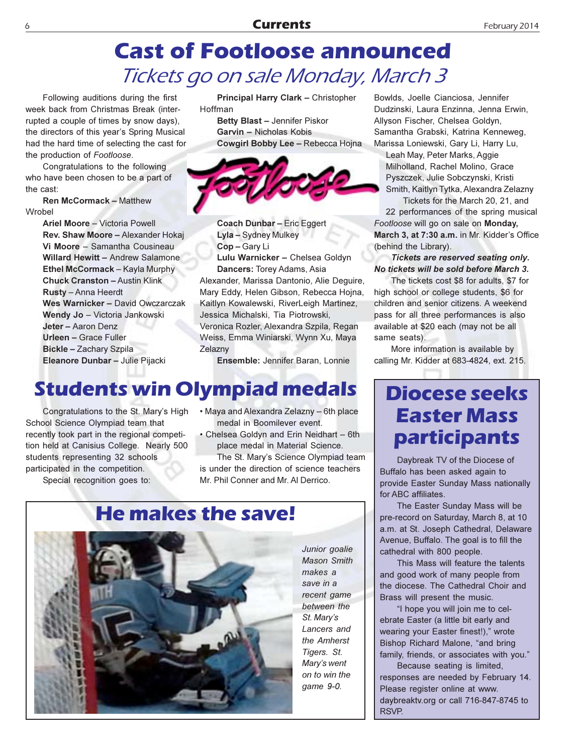# Cast of Footloose announced

## *Tickets go on sale Monday, March 3*

Following auditions during the first week back from Christmas Break (interrupted a couple of times by snow days), the directors of this year's Spring Musical had the hard time of selecting the cast for the production of *Footloose*.

Congratulations to the following who have been chosen to be a part of the cast:

**Ren McCormack –** Matthew Wrobel
**Ariel Moore** – Victoria Powell
**Rev. Shaw Moore –** Alexander Hokaj
**Vi Moore** – Samantha Cousineau
**Willard Hewitt –** Andrew Salamone
**Ethel McCormack** – Kayla Murphy
**Chuck Cranston –** Austin Klink
**Rusty** – Anna Heerdt
**Wes Warnicker –** David Owczarczak
**Wendy Jo** – Victoria Jankowski
**Jeter –** Aaron Denz
**Urleen –** Grace Fuller
**Bickle –** Zachary Szpila
**Eleanore Dunbar –** Julie Pijacki
**Principal Harry Clark –** Christopher Hoffman
**Betty Blast –** Jennifer Piskor
**Garvin –** Nicholas Kobis
**Cowgirl Bobby Lee –** Rebecca Hojna
**Coach Dunbar –** Eric Eggert
**Lyla –** Sydney Mulkey
**Cop –** Gary Li
**Lulu Warnicker –** Chelsea Goldyn
**Dancers:** Torey Adams, Asia Alexander, Marissa Dantonio, Alie Deguire, Mary Eddy, Helen Gibson, Rebecca Hojna, Kaitlyn Kowalewski, RiverLeigh Martinez, Jessica Michalski, Tia Piotrowski, Veronica Rozler, Alexandra Szpila, Regan Weiss, Emma Winiarski, Wynn Xu, Maya Zelazny
**Ensemble:** Jennifer Baran, Lonnie Bowlds, Joelle Cianciosa, Jennifer Dudzinski, Laura Enzinna, Jenna Erwin, Allyson Fischer, Chelsea Goldyn, Samantha Grabski, Katrina Kenneweg, Marissa Loniewski, Gary Li, Harry Lu, Leah May, Peter Marks, Aggie Milholland, Rachel Molino, Grace Pyszczek, Julie Sobczynski, Kristi Smith, Kaitlyn Tytka, Alexandra Zelazny

Tickets for the March 20, 21, and 22 performances of the spring musical *Footloose* will go on sale on **Monday, March 3, at 7:30 a.m.** in Mr. Kidder's Office (behind the Library).

***Tickets are reserved seating only. No tickets will be sold before March 3.***

The tickets cost $8 for adults, $7 for high school or college students, $6 for children and senior citizens. A weekend pass for all three performances is also available at $20 each (may not be all same seats).

More information is available by calling Mr. Kidder at 683-4824, ext. 215.

# Students win Olympiad medals

Congratulations to the St. Mary's High School Science Olympiad team that recently took part in the regional competition held at Canisius College. Nearly 500 students representing 32 schools participated in the competition.

Special recognition goes to:

- Maya and Alexandra Zelazny – 6th place medal in Boomilever event.
- Chelsea Goldyn and Erin Neidhart – 6th place medal in Material Science.

The St. Mary's Science Olympiad team is under the direction of science teachers Mr. Phil Conner and Mr. Al Derrico.

# He makes the save!

*Junior goalie Mason Smith makes a save in a recent game between the St. Mary's Lancers and the Amherst Tigers. St. Mary's went on to win the game 9-0.*

# Diocese seeks Easter Mass participants

Daybreak TV of the Diocese of Buffalo has been asked again to provide Easter Sunday Mass nationally for ABC affiliates.

The Easter Sunday Mass will be pre-record on Saturday, March 8, at 10 a.m. at St. Joseph Cathedral, Delaware Avenue, Buffalo. The goal is to fill the cathedral with 800 people.

This Mass will feature the talents and good work of many people from the diocese. The Cathedral Choir and Brass will present the music.

"I hope you will join me to celebrate Easter (a little bit early and wearing your Easter finest!)," wrote Bishop Richard Malone, "and bring family, friends, or associates with you."

Because seating is limited, responses are needed by February 14. Please register online at www.daybreaktv.org or call 716-847-8745 to RSVP.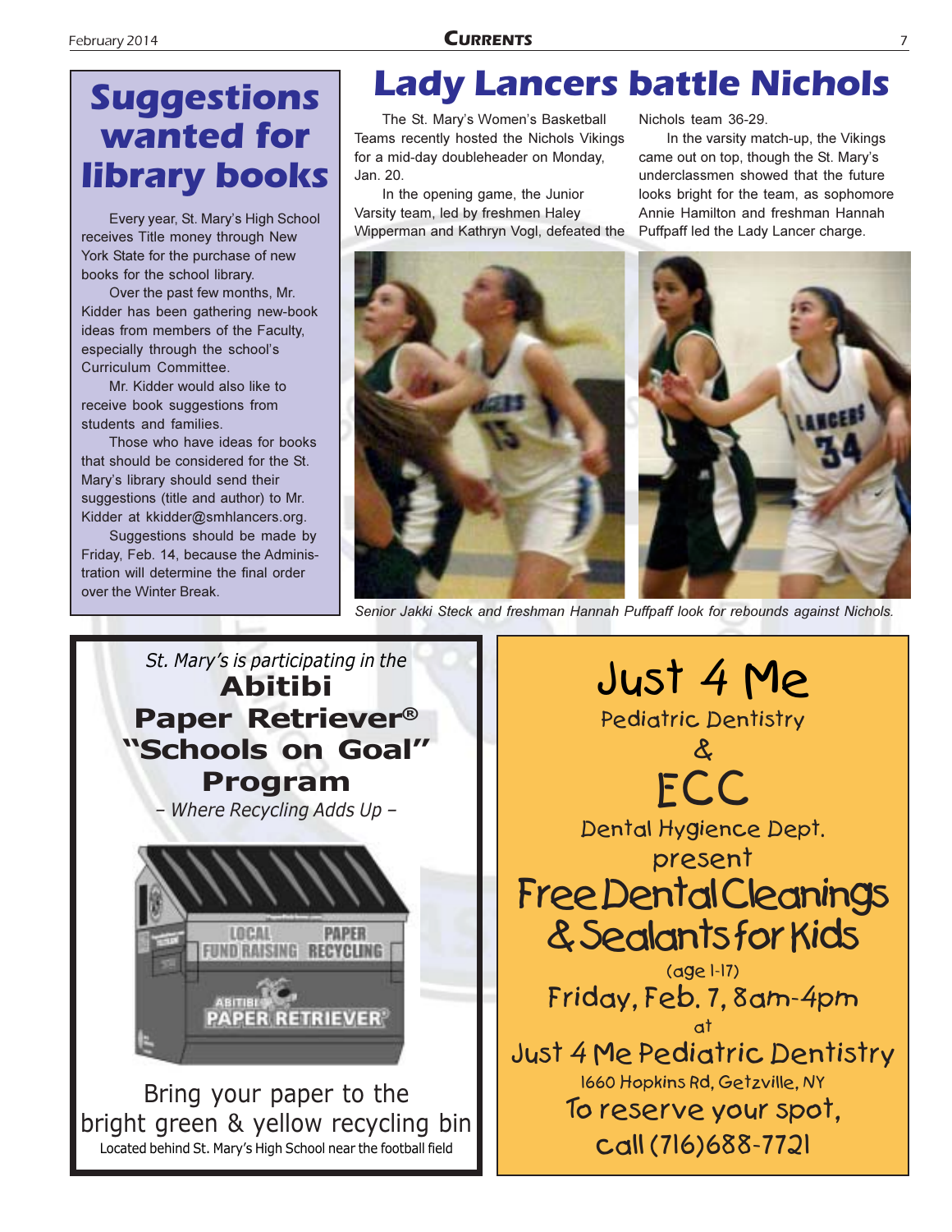## Suggestions wanted for library books

Every year, St. Mary's High School receives Title money through New York State for the purchase of new books for the school library.

Over the past few months, Mr. Kidder has been gathering new-book ideas from members of the Faculty, especially through the school's Curriculum Committee.

Mr. Kidder would also like to receive book suggestions from students and families.

Those who have ideas for books that should be considered for the St. Mary's library should send their suggestions (title and author) to Mr. Kidder at kkidder@smhlancers.org.

Suggestions should be made by Friday, Feb. 14, because the Administration will determine the final order over the Winter Break.

# Lady Lancers battle Nichols

The St. Mary's Women's Basketball Teams recently hosted the Nichols Vikings for a mid-day doubleheader on Monday, Jan. 20.

In the opening game, the Junior Varsity team, led by freshmen Haley Wipperman and Kathryn Vogl, defeated the Nichols team 36-29.

In the varsity match-up, the Vikings came out on top, though the St. Mary's underclassmen showed that the future looks bright for the team, as sophomore Annie Hamilton and freshman Hannah Puffpaff led the Lady Lancer charge.

*Senior Jakki Steck and freshman Hannah Puffpaff look for rebounds against Nichols.*

*St. Mary's is participating in the*

**Abitibi Paper Retriever® "Schools on Goal" Program**

*– Where Recycling Adds Up –*

Bring your paper to the bright green & yellow recycling bin

Located behind St. Mary's High School near the football field

## Just 4 Me

Pediatric Dentistry

&

## ECC

Dental Hygience Dept.

present

## Free Dental Cleanings & Sealants for Kids

(age 1-17)

Friday, Feb. 7, 8am-4pm

at

Just 4 Me Pediatric Dentistry

1660 Hopkins Rd, Getzville, NY

To reserve your spot, call (716)688-7721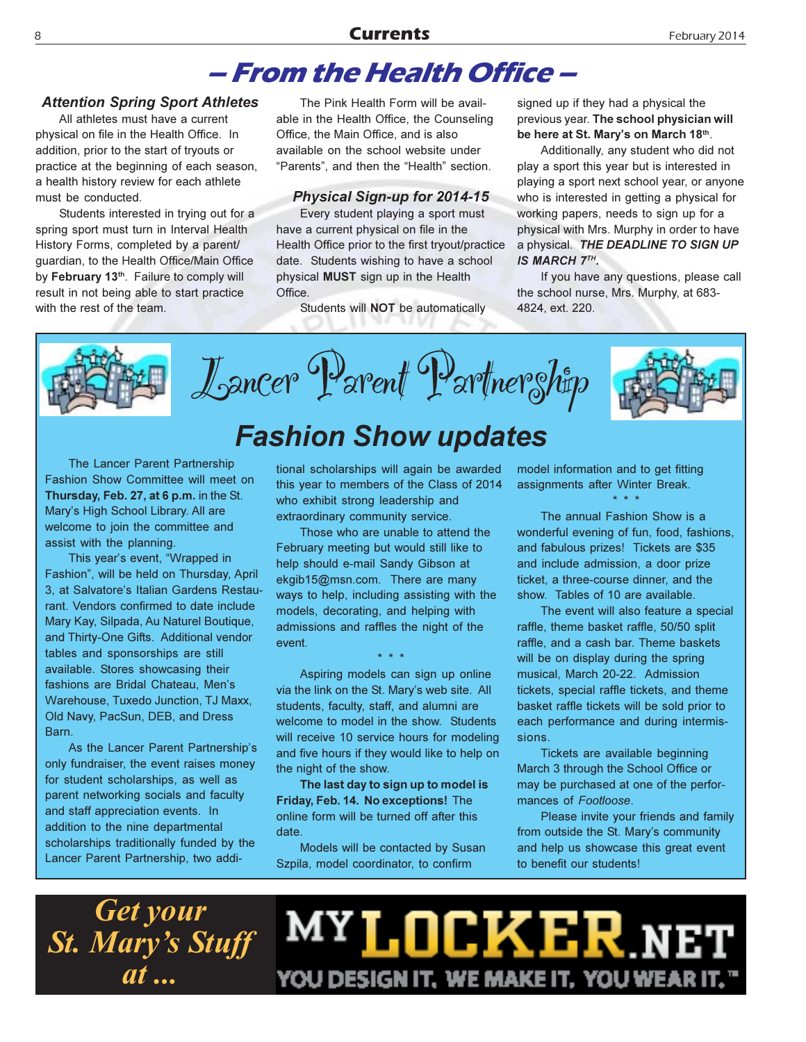# – From the Health Office –

### Attention Spring Sport Athletes

All athletes must have a current physical on file in the Health Office. In addition, prior to the start of tryouts or practice at the beginning of each season, a health history review for each athlete must be conducted.

Students interested in trying out for a spring sport must turn in Interval Health History Forms, completed by a parent/guardian, to the Health Office/Main Office by **February 13th**. Failure to comply will result in not being able to start practice with the rest of the team.

The Pink Health Form will be available in the Health Office, the Counseling Office, the Main Office, and is also available on the school website under "Parents", and then the "Health" section.

### Physical Sign-up for 2014-15

Every student playing a sport must have a current physical on file in the Health Office prior to the first tryout/practice date. Students wishing to have a school physical **MUST** sign up in the Health Office.

Students will **NOT** be automatically signed up if they had a physical the previous year. **The school physician will be here at St. Mary's on March 18th**.

Additionally, any student who did not play a sport this year but is interested in playing a sport next school year, or anyone who is interested in getting a physical for working papers, needs to sign up for a physical with Mrs. Murphy in order to have a physical. ***THE DEADLINE TO SIGN UP IS MARCH 7TH.***

If you have any questions, please call the school nurse, Mrs. Murphy, at 683-4824, ext. 220.

# Lancer Parent Partnership

## Fashion Show updates

The Lancer Parent Partnership Fashion Show Committee will meet on **Thursday, Feb. 27, at 6 p.m.** in the St. Mary's High School Library. All are welcome to join the committee and assist with the planning.

This year's event, "Wrapped in Fashion", will be held on Thursday, April 3, at Salvatore's Italian Gardens Restaurant. Vendors confirmed to date include Mary Kay, Silpada, Au Naturel Boutique, and Thirty-One Gifts. Additional vendor tables and sponsorships are still available. Stores showcasing their fashions are Bridal Chateau, Men's Warehouse, Tuxedo Junction, TJ Maxx, Old Navy, PacSun, DEB, and Dress Barn.

As the Lancer Parent Partnership's only fundraiser, the event raises money for student scholarships, as well as parent networking socials and faculty and staff appreciation events. In addition to the nine departmental scholarships traditionally funded by the Lancer Parent Partnership, two additional scholarships will again be awarded this year to members of the Class of 2014 who exhibit strong leadership and extraordinary community service.

Those who are unable to attend the February meeting but would still like to help should e-mail Sandy Gibson at ekgib15@msn.com. There are many ways to help, including assisting with the models, decorating, and helping with admissions and raffles the night of the event.

\* \* \*

Aspiring models can sign up online via the link on the St. Mary's web site. All students, faculty, staff, and alumni are welcome to model in the show. Students will receive 10 service hours for modeling and five hours if they would like to help on the night of the show.

**The last day to sign up to model is Friday, Feb. 14. No exceptions!** The online form will be turned off after this date.

Models will be contacted by Susan Szpila, model coordinator, to confirm model information and to get fitting assignments after Winter Break.

\* \* \*

The annual Fashion Show is a wonderful evening of fun, food, fashions, and fabulous prizes! Tickets are $35 and include admission, a door prize ticket, a three-course dinner, and the show. Tables of 10 are available.

The event will also feature a special raffle, theme basket raffle, 50/50 split raffle, and a cash bar. Theme baskets will be on display during the spring musical, March 20-22. Admission tickets, special raffle tickets, and theme basket raffle tickets will be sold prior to each performance and during intermissions.

Tickets are available beginning March 3 through the School Office or may be purchased at one of the performances of *Footloose*.

Please invite your friends and family from outside the St. Mary's community and help us showcase this great event to benefit our students!

*Get your St. Mary's Stuff at ...*

MYLOCKER.NET

YOU DESIGN IT. WE MAKE IT. YOU WEAR IT.™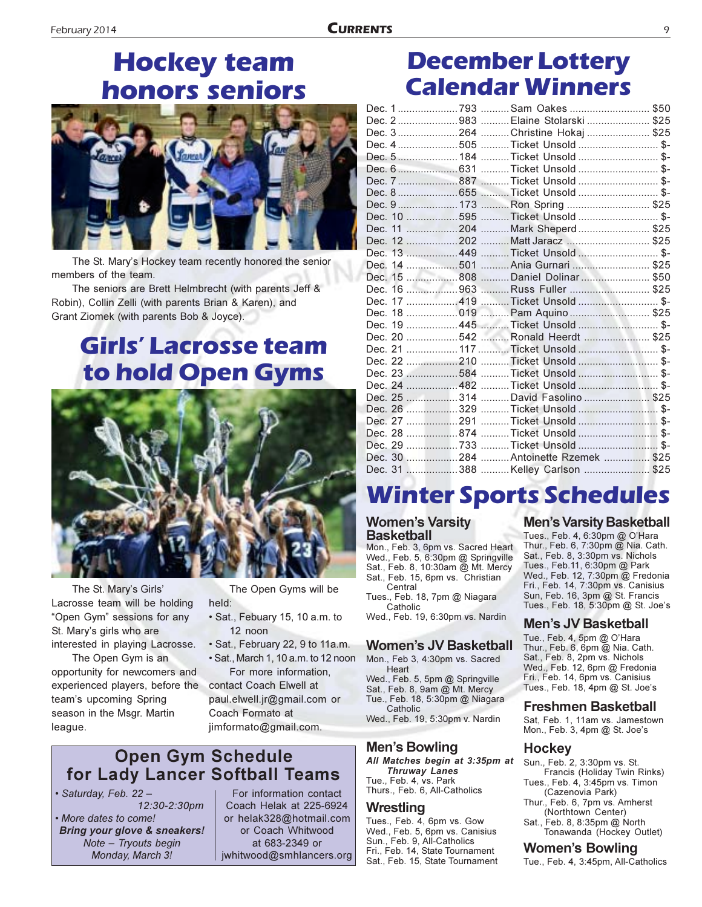# Hockey team honors seniors

The St. Mary's Hockey team recently honored the senior members of the team.

The seniors are Brett Helmbrecht (with parents Jeff & Robin), Collin Zelli (with parents Brian & Karen), and Grant Ziomek (with parents Bob & Joyce).

# Girls' Lacrosse team to hold Open Gyms

The St. Mary's Girls' Lacrosse team will be holding "Open Gym" sessions for any St. Mary's girls who are interested in playing Lacrosse.

The Open Gym is an opportunity for newcomers and experienced players, before the team's upcoming Spring season in the Msgr. Martin league.

The Open Gyms will be held:

- Sat., Febuary 15, 10 a.m. to 12 noon
- Sat., February 22, 9 to 11a.m.
- Sat., March 1, 10 a.m. to 12 noon

For more information, contact Coach Elwell at paul.elwell.jr@gmail.com or Coach Formato at jimformato@gmail.com.

## Open Gym Schedule for Lady Lancer Softball Teams

- *Saturday, Feb. 22 – 12:30-2:30pm*
- *More dates to come!*

***Bring your glove & sneakers!***

*Note – Tryouts begin Monday, March 3!*

For information contact Coach Helak at 225-6924 or helak328@hotmail.com or Coach Whitwood at 683-2349 or jwhitwood@smhlancers.org

# December Lottery Calendar Winners

| Date | Number | Winner | Prize |
|---|---|---|---|
| Dec. 1 | 793 | Sam Oakes | $50 |
| Dec. 2 | 983 | Elaine Stolarski | $25 |
| Dec. 3 | 264 | Christine Hokaj | $25 |
| Dec. 4 | 505 | Ticket Unsold | $- |
| Dec. 5 | 184 | Ticket Unsold | $- |
| Dec. 6 | 631 | Ticket Unsold | $- |
| Dec. 7 | 887 | Ticket Unsold | $- |
| Dec. 8 | 655 | Ticket Unsold | $- |
| Dec. 9 | 173 | Ron Spring | $25 |
| Dec. 10 | 595 | Ticket Unsold | $- |
| Dec. 11 | 204 | Mark Sheperd | $25 |
| Dec. 12 | 202 | Matt Jaracz | $25 |
| Dec. 13 | 449 | Ticket Unsold | $- |
| Dec. 14 | 501 | Ania Gurnari | $25 |
| Dec. 15 | 808 | Daniel Dolinar | $50 |
| Dec. 16 | 963 | Russ Fuller | $25 |
| Dec. 17 | 419 | Ticket Unsold | $- |
| Dec. 18 | 019 | Pam Aquino | $25 |
| Dec. 19 | 445 | Ticket Unsold | $- |
| Dec. 20 | 542 | Ronald Heerdt | $25 |
| Dec. 21 | 117 | Ticket Unsold | $- |
| Dec. 22 | 210 | Ticket Unsold | $- |
| Dec. 23 | 584 | Ticket Unsold | $- |
| Dec. 24 | 482 | Ticket Unsold | $- |
| Dec. 25 | 314 | David Fasolino | $25 |
| Dec. 26 | 329 | Ticket Unsold | $- |
| Dec. 27 | 291 | Ticket Unsold | $- |
| Dec. 28 | 874 | Ticket Unsold | $- |
| Dec. 29 | 733 | Ticket Unsold | $- |
| Dec. 30 | 284 | Antoinette Rzemek | $25 |
| Dec. 31 | 388 | Kelley Carlson | $25 |

# Winter Sports Schedules

### Women's Varsity Basketball

Mon., Feb. 3, 6pm vs. Sacred Heart
Wed., Feb. 5, 6:30pm @ Springville
Sat., Feb. 8, 10:30am @ Mt. Mercy
Sat., Feb. 15, 6pm vs. Christian Central
Tues., Feb. 18, 7pm @ Niagara Catholic
Wed., Feb. 19, 6:30pm vs. Nardin

### Women's JV Basketball

Mon., Feb 3, 4:30pm vs. Sacred Heart
Wed., Feb. 5, 5pm @ Springville
Sat., Feb. 8, 9am @ Mt. Mercy
Tue., Feb. 18, 5:30pm @ Niagara Catholic
Wed., Feb. 19, 5:30pm v. Nardin

### Men's Bowling

***All Matches begin at 3:35pm at Thruway Lanes***

Tue., Feb. 4, vs. Park
Thurs., Feb. 6, All-Catholics

### Wrestling

Tues., Feb. 4, 6pm vs. Gow
Wed., Feb. 5, 6pm vs. Canisius
Sun., Feb. 9, All-Catholics
Fri., Feb. 14, State Tournament
Sat., Feb. 15, State Tournament

### Men's Varsity Basketball

Tues., Feb. 4, 6:30pm @ O'Hara
Thur., Feb. 6, 7:30pm @ Nia. Cath.
Sat., Feb. 8, 3:30pm vs. Nichols
Tues., Feb.11, 6:30pm @ Park
Wed., Feb. 12, 7:30pm @ Fredonia
Fri., Feb. 14, 7:30pm vs. Canisius
Sun, Feb. 16, 3pm @ St. Francis
Tues., Feb. 18, 5:30pm @ St. Joe's

### Men's JV Basketball

Tue., Feb. 4, 5pm @ O'Hara
Thur., Feb. 6, 6pm @ Nia. Cath.
Sat., Feb. 8, 2pm vs. Nichols
Wed., Feb. 12, 6pm @ Fredonia
Fri., Feb. 14, 6pm vs. Canisius
Tues., Feb. 18, 4pm @ St. Joe's

### Freshmen Basketball

Sat, Feb. 1, 11am vs. Jamestown
Mon., Feb. 3, 4pm @ St. Joe's

### Hockey

Sun., Feb. 2, 3:30pm vs. St. Francis (Holiday Twin Rinks)
Tues., Feb. 4, 3:45pm vs. Timon (Cazenovia Park)
Thur., Feb. 6, 7pm vs. Amherst (Northtown Center)
Sat., Feb. 8, 8:35pm @ North Tonawanda (Hockey Outlet)

### Women's Bowling

Tue., Feb. 4, 3:45pm, All-Catholics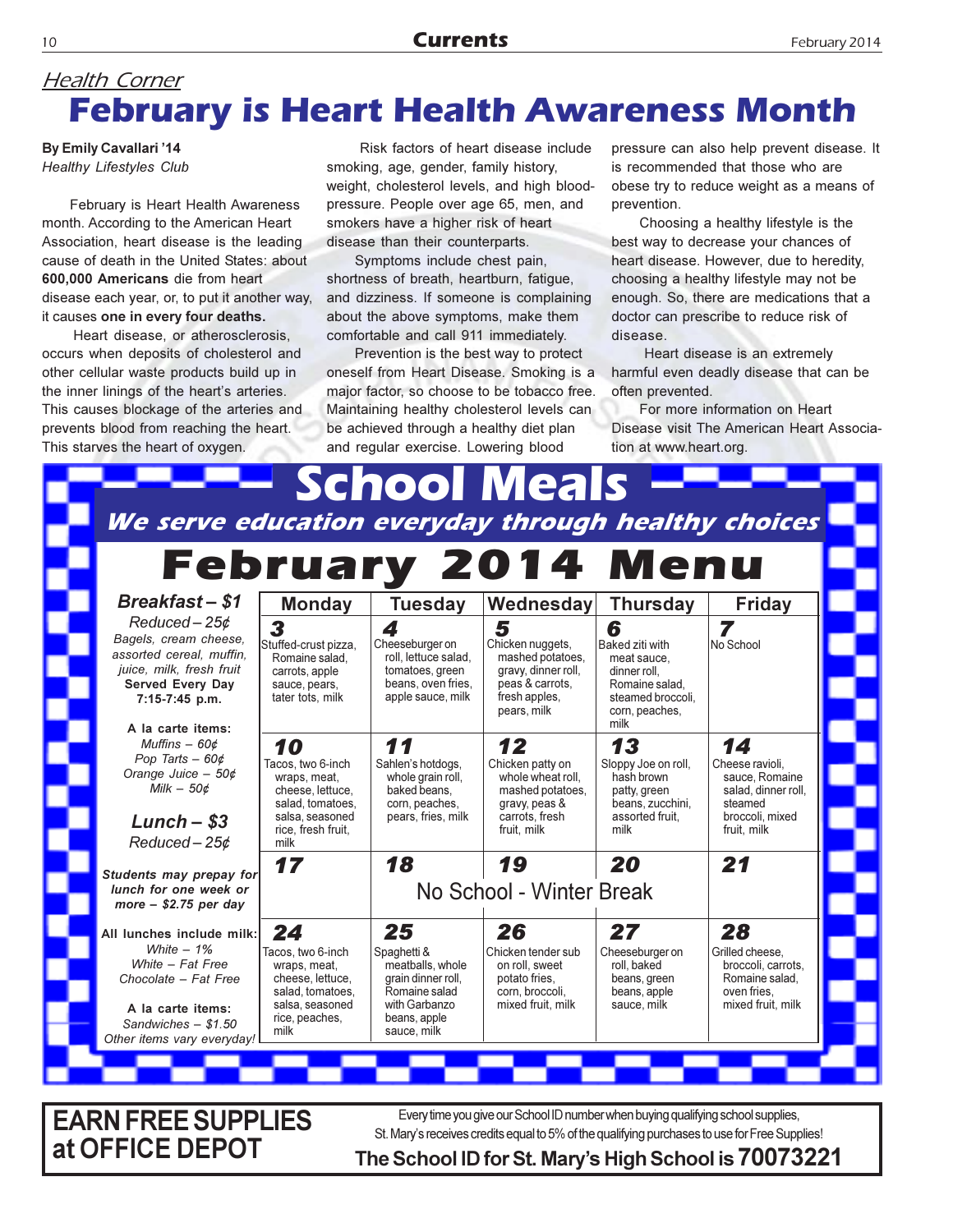*Health Corner*

# February is Heart Health Awareness Month

**By Emily Cavallari '14**
*Healthy Lifestyles Club*

February is Heart Health Awareness month. According to the American Heart Association, heart disease is the leading cause of death in the United States: about **600,000 Americans** die from heart disease each year, or, to put it another way, it causes **one in every four deaths.**

Heart disease, or atherosclerosis, occurs when deposits of cholesterol and other cellular waste products build up in the inner linings of the heart's arteries. This causes blockage of the arteries and prevents blood from reaching the heart. This starves the heart of oxygen.

Risk factors of heart disease include smoking, age, gender, family history, weight, cholesterol levels, and high blood-pressure. People over age 65, men, and smokers have a higher risk of heart disease than their counterparts.

Symptoms include chest pain, shortness of breath, heartburn, fatigue, and dizziness. If someone is complaining about the above symptoms, make them comfortable and call 911 immediately.

Prevention is the best way to protect oneself from Heart Disease. Smoking is a major factor, so choose to be tobacco free. Maintaining healthy cholesterol levels can be achieved through a healthy diet plan and regular exercise. Lowering blood pressure can also help prevent disease. It is recommended that those who are obese try to reduce weight as a means of prevention.

Choosing a healthy lifestyle is the best way to decrease your chances of heart disease. However, due to heredity, choosing a healthy lifestyle may not be enough. So, there are medications that a doctor can prescribe to reduce risk of disease.

Heart disease is an extremely harmful even deadly disease that can be often prevented.

For more information on Heart Disease visit The American Heart Association at www.heart.org.

# School Meals

*We serve education everyday through healthy choices*

## February 2014 Menu

**Breakfast – $1**
*Reduced – 25¢*
*Bagels, cream cheese, assorted cereal, muffin, juice, milk, fresh fruit*
**Served Every Day 7:15-7:45 p.m.**

**A la carte items:**
*Muffins – 60¢*
*Pop Tarts – 60¢*
*Orange Juice – 50¢*
*Milk – 50¢*

**Lunch – $3**
*Reduced – 25¢*

***Students may prepay for lunch for one week or more – $2.75 per day***

**All lunches include milk:**
*White – 1%*
*White – Fat Free*
*Chocolate – Fat Free*

**A la carte items:**
*Sandwiches – $1.50*
*Other items vary everyday!*

| Monday | Tuesday | Wednesday | Thursday | Friday |
|---|---|---|---|---|
| **3** Stuffed-crust pizza, Romaine salad, carrots, apple sauce, pears, tater tots, milk | **4** Cheeseburger on roll, lettuce salad, tomatoes, green beans, oven fries, apple sauce, milk | **5** Chicken nuggets, mashed potatoes, gravy, dinner roll, peas & carrots, fresh apples, pears, milk | **6** Baked ziti with meat sauce, dinner roll, Romaine salad, steamed broccoli, corn, peaches, milk | **7** No School |
| **10** Tacos, two 6-inch wraps, meat, cheese, lettuce, salad, tomatoes, salsa, seasoned rice, fresh fruit, milk | **11** Sahlen's hotdogs, whole grain roll, baked beans, corn, peaches, pears, fries, milk | **12** Chicken patty on whole wheat roll, mashed potatoes, gravy, peas & carrots, fresh fruit, milk | **13** Sloppy Joe on roll, hash brown patty, green beans, zucchini, assorted fruit, milk | **14** Cheese ravioli, sauce, Romaine salad, dinner roll, steamed broccoli, mixed fruit, milk |
| **17** | **18** No School - Winter Break | **19** | **20** | **21** |
| **24** Tacos, two 6-inch wraps, meat, cheese, lettuce, salad, tomatoes, salsa, seasoned rice, peaches, milk | **25** Spaghetti & meatballs, whole grain dinner roll, Romaine salad with Garbanzo beans, apple sauce, milk | **26** Chicken tender sub on roll, sweet potato fries, corn, broccoli, mixed fruit, milk | **27** Cheeseburger on roll, baked beans, green beans, apple sauce, milk | **28** Grilled cheese, broccoli, carrots, Romaine salad, oven fries, mixed fruit, milk |

**EARN FREE SUPPLIES at OFFICE DEPOT**

Every time you give our School ID number when buying qualifying school supplies, St. Mary's receives credits equal to 5% of the qualifying purchases to use for Free Supplies!

**The School ID for St. Mary's High School is 70073221**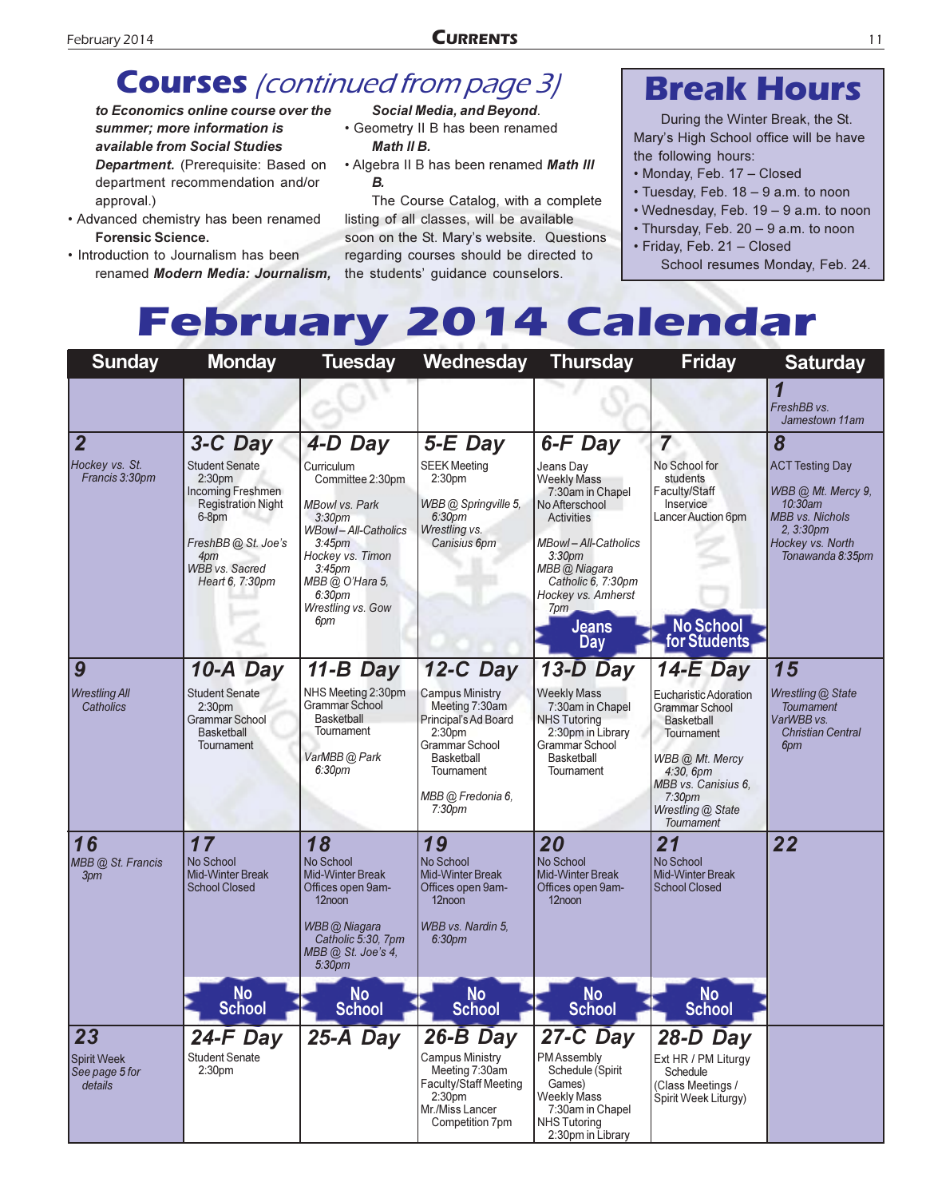# Courses *(continued from page 3)*

***to Economics online course over the summer; more information is available from Social Studies Department.*** (Prerequisite: Based on department recommendation and/or approval.)

- Advanced chemistry has been renamed **Forensic Science.**
- Introduction to Journalism has been renamed ***Modern Media: Journalism, Social Media, and Beyond***.
- Geometry II B has been renamed ***Math II B.***
- Algebra II B has been renamed ***Math III B.***

The Course Catalog, with a complete listing of all classes, will be available soon on the St. Mary's website. Questions regarding courses should be directed to the students' guidance counselors.

# Break Hours

During the Winter Break, the St. Mary's High School office will be have the following hours:

- Monday, Feb. 17 – Closed
- Tuesday, Feb. 18 – 9 a.m. to noon
- Wednesday, Feb. 19 – 9 a.m. to noon
- Thursday, Feb. 20 – 9 a.m. to noon
- Friday, Feb. 21 – Closed

School resumes Monday, Feb. 24.

# February 2014 Calendar

| Sunday | Monday | Tuesday | Wednesday | Thursday | Friday | Saturday |
|---|---|---|---|---|---|---|
| | | | | | | **1** *FreshBB vs. Jamestown 11am* |
| **2** *Hockey vs. St. Francis 3:30pm* | **3-C Day** Student Senate 2:30pm; Incoming Freshmen Registration Night 6-8pm; *FreshBB @ St. Joe's 4pm; WBB vs. Sacred Heart 6, 7:30pm* | **4-D Day** Curriculum Committee 2:30pm; *MBowl vs. Park 3:30pm; WBowl – All-Catholics 3:45pm; Hockey vs. Timon 3:45pm; MBB @ O'Hara 5, 6:30pm; Wrestling vs. Gow 6pm* | **5-E Day** SEEK Meeting 2:30pm; *WBB @ Springville 5, 6:30pm; Wrestling vs. Canisius 6pm* | **6-F Day** Jeans Day; Weekly Mass 7:30am in Chapel; No Afterschool Activities; *MBowl – All-Catholics 3:30pm; MBB @ Niagara Catholic 6, 7:30pm; Hockey vs. Amherst 7pm*; **Jeans Day** | **7** No School for students; Faculty/Staff Inservice; Lancer Auction 6pm; **No School for Students** | **8** ACT Testing Day; *WBB @ Mt. Mercy 9, 10:30am; MBB vs. Nichols 2, 3:30pm; Hockey vs. North Tonawanda 8:35pm* |
| **9** *Wrestling All Catholics* | **10-A Day** Student Senate 2:30pm; Grammar School Basketball Tournament | **11-B Day** NHS Meeting 2:30pm; Grammar School Basketball Tournament; *VarMBB @ Park 6:30pm* | **12-C Day** Campus Ministry Meeting 7:30am; Principal's Ad Board 2:30pm; Grammar School Basketball Tournament; *MBB @ Fredonia 6, 7:30pm* | **13-D Day** Weekly Mass 7:30am in Chapel; NHS Tutoring 2:30pm in Library; Grammar School Basketball Tournament | **14-E Day** Eucharistic Adoration; Grammar School Basketball Tournament; *WBB @ Mt. Mercy 4:30, 6pm; MBB vs. Canisius 6, 7:30pm; Wrestling @ State Tournament* | **15** *Wrestling @ State Tournament; VarWBB vs. Christian Central 6pm* |
| **16** *MBB @ St. Francis 3pm* | **17** No School; Mid-Winter Break; School Closed; **No School** | **18** No School; Mid-Winter Break; Offices open 9am-12noon; *WBB @ Niagara Catholic 5:30, 7pm; MBB @ St. Joe's 4, 5:30pm*; **No School** | **19** No School; Mid-Winter Break; Offices open 9am-12noon; *WBB vs. Nardin 5, 6:30pm*; **No School** | **20** No School; Mid-Winter Break; Offices open 9am-12noon; **No School** | **21** No School; Mid-Winter Break; School Closed; **No School** | **22** |
| **23** Spirit Week; *See page 5 for details* | **24-F Day** Student Senate 2:30pm | **25-A Day** | **26-B Day** Campus Ministry Meeting 7:30am; Faculty/Staff Meeting 2:30pm; Mr./Miss Lancer Competition 7pm | **27-C Day** PM Assembly Schedule (Spirit Games); Weekly Mass 7:30am in Chapel; NHS Tutoring 2:30pm in Library | **28-D Day** Ext HR / PM Liturgy Schedule (Class Meetings / Spirit Week Liturgy) | |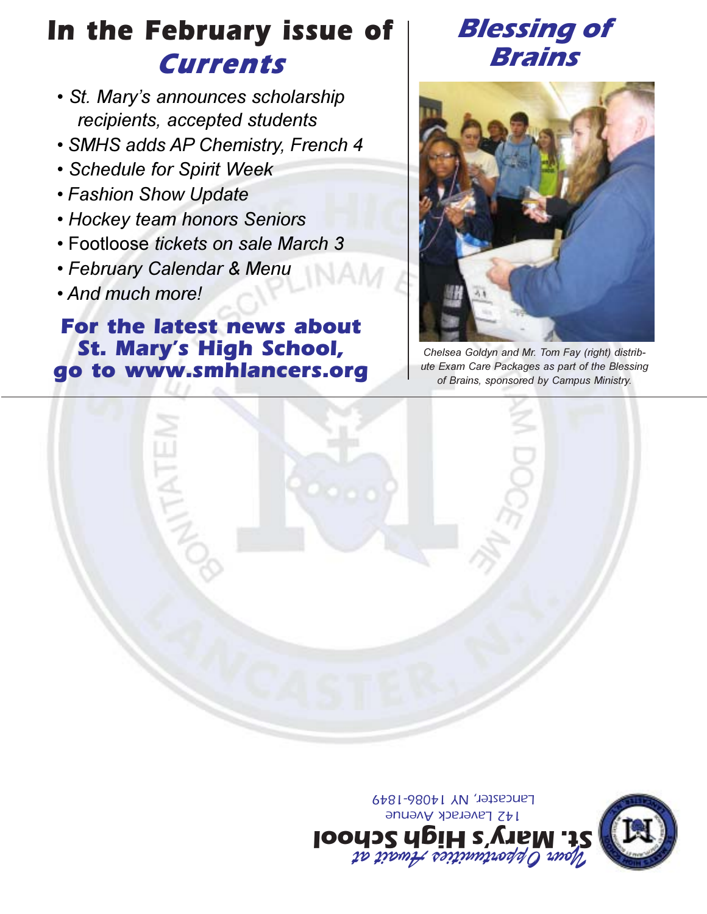# In the February issue of *Currents*

- *St. Mary's announces scholarship recipients, accepted students*
- *SMHS adds AP Chemistry, French 4*
- *Schedule for Spirit Week*
- *Fashion Show Update*
- *Hockey team honors Seniors*
- Footloose *tickets on sale March 3*
- *February Calendar & Menu*
- *And much more!*

**For the latest news about St. Mary's High School, go to www.smhlancers.org**

# *Blessing of Brains*

*Chelsea Goldyn and Mr. Tom Fay (right) distribute Exam Care Packages as part of the Blessing of Brains, sponsored by Campus Ministry.*

*Your Opportunities Await at*
**St. Mary's High School**
142 Laverack Avenue
Lancaster, NY 14086-1849